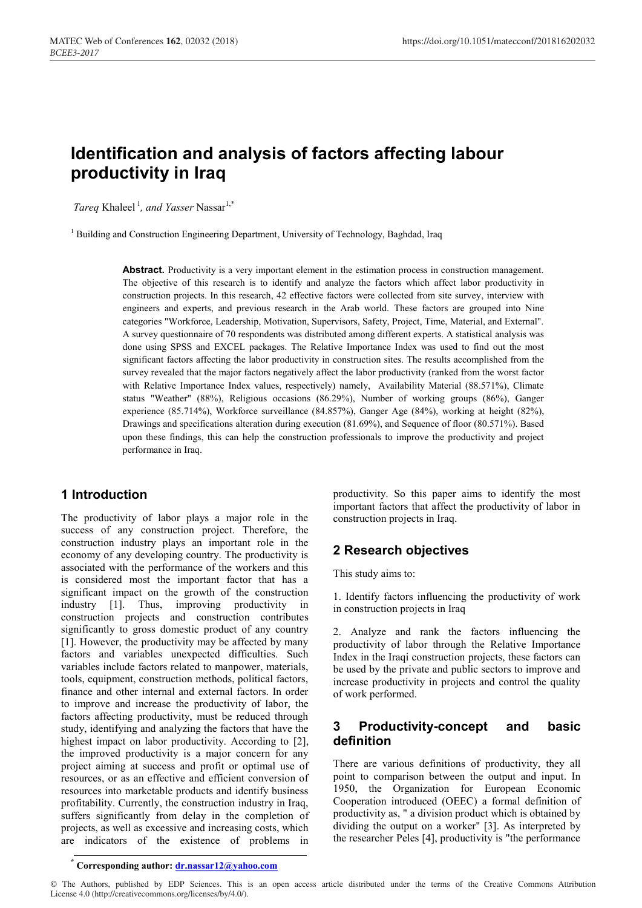# Identification and analysis of factors affecting labour productivity in Iraq

*Tareq* Khaleel [1], *and Yasser* Nassar [1,*]

[1] Building and Construction Engineering Department, University of Technology, Baghdad, Iraq

**Abstract.** Productivity is a very important element in the estimation process in construction management. The objective of this research is to identify and analyze the factors which affect labor productivity in construction projects. In this research, 42 effective factors were collected from site survey, interview with engineers and experts, and previous research in the Arab world. These factors are grouped into Nine categories "Workforce, Leadership, Motivation, Supervisors, Safety, Project, Time, Material, and External". A survey questionnaire of 70 respondents was distributed among different experts. A statistical analysis was done using SPSS and EXCEL packages. The Relative Importance Index was used to find out the most significant factors affecting the labor productivity in construction sites. The results accomplished from the survey revealed that the major factors negatively affect the labor productivity (ranked from the worst factor with Relative Importance Index values, respectively) namely, Availability Material (88.571%), Climate status "Weather" (88%), Religious occasions (86.29%), Number of working groups (86%), Ganger experience (85.714%), Workforce surveillance (84.857%), Ganger Age (84%), working at height (82%), Drawings and specifications alteration during execution (81.69%), and Sequence of floor (80.571%). Based upon these findings, this can help the construction professionals to improve the productivity and project performance in Iraq.

## 1 Introduction

The productivity of labor plays a major role in the success of any construction project. Therefore, the construction industry plays an important role in the economy of any developing country. The productivity is associated with the performance of the workers and this is considered most the important factor that has a significant impact on the growth of the construction industry [1]. Thus, improving productivity in construction projects and construction contributes significantly to gross domestic product of any country [1]. However, the productivity may be affected by many factors and variables unexpected difficulties. Such variables include factors related to manpower, materials, tools, equipment, construction methods, political factors, finance and other internal and external factors. In order to improve and increase the productivity of labor, the factors affecting productivity, must be reduced through study, identifying and analyzing the factors that have the highest impact on labor productivity. According to [2], the improved productivity is a major concern for any project aiming at success and profit or optimal use of resources, or as an effective and efficient conversion of resources into marketable products and identify business profitability. Currently, the construction industry in Iraq, suffers significantly from delay in the completion of projects, as well as excessive and increasing costs, which are indicators of the existence of problems in productivity. So this paper aims to identify the most important factors that affect the productivity of labor in construction projects in Iraq.

## 2 Research objectives

This study aims to:

1. Identify factors influencing the productivity of work in construction projects in Iraq

2. Analyze and rank the factors influencing the productivity of labor through the Relative Importance Index in the Iraqi construction projects, these factors can be used by the private and public sectors to improve and increase productivity in projects and control the quality of work performed.

## 3 Productivity-concept and basic definition

There are various definitions of productivity, they all point to comparison between the output and input. In 1950, the Organization for European Economic Cooperation introduced (OEEC) a formal definition of productivity as, " a division product which is obtained by dividing the output on a worker" [3]. As interpreted by the researcher Peles [4], productivity is "the performance

* **Corresponding author:** dr.nassar12@yahoo.com

© The Authors, published by EDP Sciences. This is an open access article distributed under the terms of the Creative Commons Attribution License 4.0 (http://creativecommons.org/licenses/by/4.0/).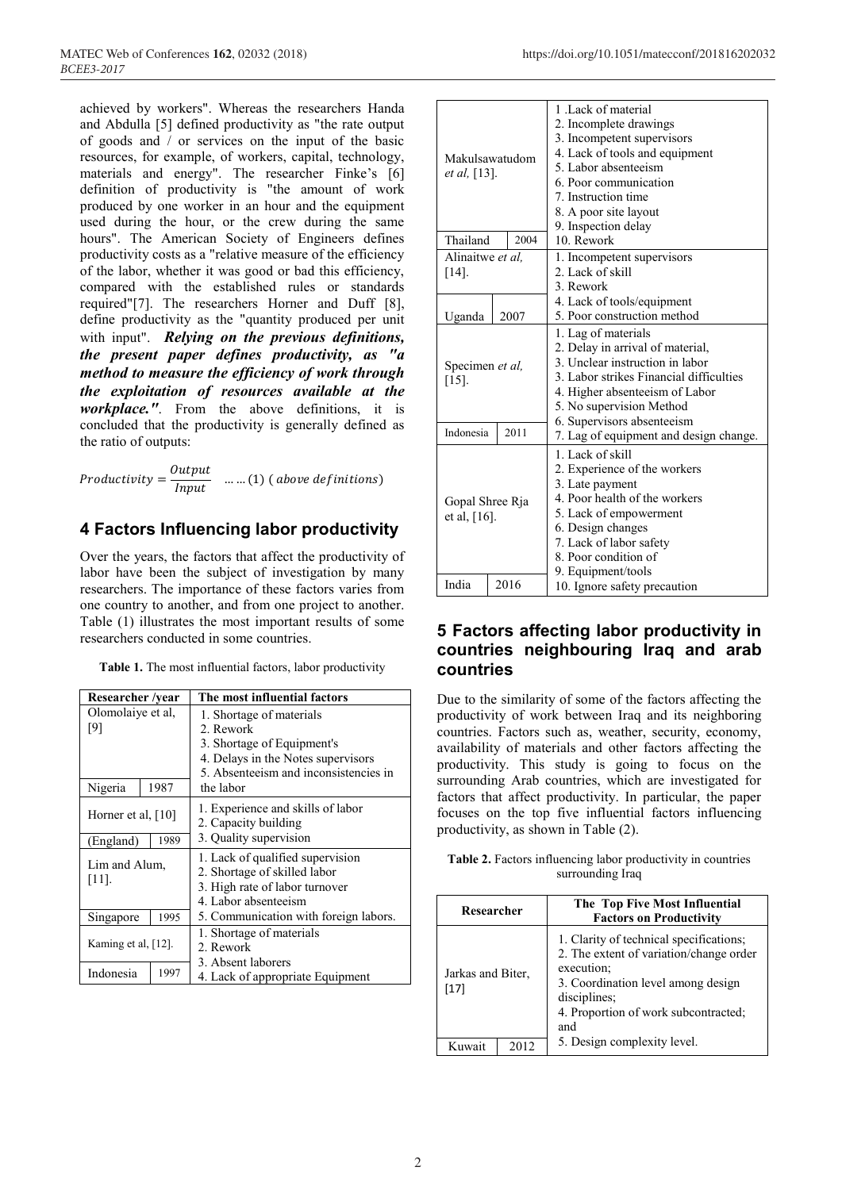achieved by workers". Whereas the researchers Handa and Abdulla [5] defined productivity as "the rate output of goods and / or services on the input of the basic resources, for example, of workers, capital, technology, materials and energy". The researcher Finke's [6] definition of productivity is "the amount of work produced by one worker in an hour and the equipment used during the hour, or the crew during the same hours". The American Society of Engineers defines productivity costs as a "relative measure of the efficiency of the labor, whether it was good or bad this efficiency, compared with the established rules or standards required"[7]. The researchers Horner and Duff [8], define productivity as the "quantity produced per unit with input". ***Relying on the previous definitions, the present paper defines productivity, as "a method to measure the efficiency of work through the exploitation of resources available at the workplace."***. From the above definitions, it is concluded that the productivity is generally defined as the ratio of outputs:

$$Productivity = \frac{Output}{Input} \quad \ldots\ldots (1) \ (above\ definitions)$$

## 4 Factors Influencing labor productivity

Over the years, the factors that affect the productivity of labor have been the subject of investigation by many researchers. The importance of these factors varies from one country to another, and from one project to another. Table (1) illustrates the most important results of some researchers conducted in some countries.

**Table 1.** The most influential factors, labor productivity

| Researcher /year | | The most influential factors |
|---|---|---|
| Olomolaiye et al, [9] | | 1. Shortage of materials<br>2. Rework<br>3. Shortage of Equipment's<br>4. Delays in the Notes supervisors<br>5. Absenteeism and inconsistencies in the labor |
| Nigeria | 1987 | |
| Horner et al, [10] | | 1. Experience and skills of labor<br>2. Capacity building<br>3. Quality supervision |
| (England) | 1989 | |
| Lim and Alum, [11]. | | 1. Lack of qualified supervision<br>2. Shortage of skilled labor<br>3. High rate of labor turnover<br>4. Labor absenteeism<br>5. Communication with foreign labors. |
| Singapore | 1995 | |
| Kaming et al, [12]. | | 1. Shortage of materials<br>2. Rework<br>3. Absent laborers<br>4. Lack of appropriate Equipment |
| Indonesia | 1997 | |
| Makulsawatudom *et al,* [13]. | | 1 .Lack of material<br>2. Incomplete drawings<br>3. Incompetent supervisors<br>4. Lack of tools and equipment<br>5. Labor absenteeism<br>6. Poor communication<br>7. Instruction time<br>8. A poor site layout<br>9. Inspection delay<br>10. Rework |
| Thailand | 2004 | |
| Alinaitwe *et al,* [14]. | | 1. Incompetent supervisors<br>2. Lack of skill<br>3. Rework<br>4. Lack of tools/equipment<br>5. Poor construction method |
| Uganda | 2007 | |
| Specimen *et al,* [15]. | | 1. Lag of materials<br>2. Delay in arrival of material,<br>3. Unclear instruction in labor<br>3. Labor strikes Financial difficulties<br>4. Higher absenteeism of Labor<br>5. No supervision Method<br>6. Supervisors absenteeism<br>7. Lag of equipment and design change. |
| Indonesia | 2011 | |
| Gopal Shree Rja et al, [16]. | | 1. Lack of skill<br>2. Experience of the workers<br>3. Late payment<br>4. Poor health of the workers<br>5. Lack of empowerment<br>6. Design changes<br>7. Lack of labor safety<br>8. Poor condition of<br>9. Equipment/tools<br>10. Ignore safety precaution |
| India | 2016 | |

## 5 Factors affecting labor productivity in countries neighbouring Iraq and arab countries

Due to the similarity of some of the factors affecting the productivity of work between Iraq and its neighboring countries. Factors such as, weather, security, economy, availability of materials and other factors affecting the productivity. This study is going to focus on the surrounding Arab countries, which are investigated for factors that affect productivity. In particular, the paper focuses on the top five influential factors influencing productivity, as shown in Table (2).

**Table 2.** Factors influencing labor productivity in countries surrounding Iraq

| Researcher | | The Top Five Most Influential Factors on Productivity |
|---|---|---|
| Jarkas and Biter, [17] | | 1. Clarity of technical specifications;<br>2. The extent of variation/change order execution;<br>3. Coordination level among design disciplines;<br>4. Proportion of work subcontracted; and<br>5. Design complexity level. |
| Kuwait | 2012 | |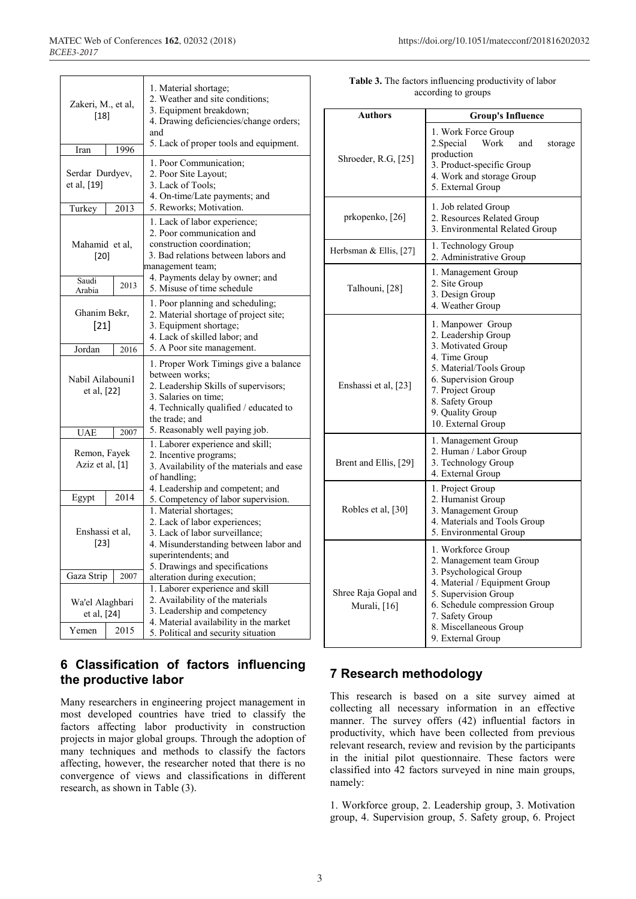| | | |
|---|---|---|
| Zakeri, M., et al, [18] | | 1. Material shortage; 2. Weather and site conditions; 3. Equipment breakdown; 4. Drawing deficiencies/change orders; and 5. Lack of proper tools and equipment. |
| Iran | 1996 | |
| Serdar Durdyev, et al, [19] | | 1. Poor Communication; 2. Poor Site Layout; 3. Lack of Tools; 4. On-time/Late payments; and 5. Reworks; Motivation. |
| Turkey | 2013 | |
| Mahamid et al, [20] | | 1. Lack of labor experience; 2. Poor communication and construction coordination; 3. Bad relations between labors and management team; 4. Payments delay by owner; and 5. Misuse of time schedule |
| Saudi Arabia | 2013 | |
| Ghanim Bekr, [21] | | 1. Poor planning and scheduling; 2. Material shortage of project site; 3. Equipment shortage; 4. Lack of skilled labor; and 5. A Poor site management. |
| Jordan | 2016 | |
| Nabil Ailabouni1 et al, [22] | | 1. Proper Work Timings give a balance between works; 2. Leadership Skills of supervisors; 3. Salaries on time; 4. Technically qualified / educated to the trade; and 5. Reasonably well paying job. |
| UAE | 2007 | |
| Remon, Fayek Aziz et al, [1] | | 1. Laborer experience and skill; 2. Incentive programs; 3. Availability of the materials and ease of handling; 4. Leadership and competent; and 5. Competency of labor supervision. |
| Egypt | 2014 | |
| Enshassi et al, [23] | | 1. Material shortages; 2. Lack of labor experiences; 3. Lack of labor surveillance; 4. Misunderstanding between labor and superintendents; and 5. Drawings and specifications alteration during execution; |
| Gaza Strip | 2007 | |
| Wa'el Alaghbari et al, [24] | | 1. Laborer experience and skill 2. Availability of the materials 3. Leadership and competency 4. Material availability in the market 5. Political and security situation |
| Yemen | 2015 | |

## 6 Classification of factors influencing the productive labor

Many researchers in engineering project management in most developed countries have tried to classify the factors affecting labor productivity in construction projects in major global groups. Through the adoption of many techniques and methods to classify the factors affecting, however, the researcher noted that there is no convergence of views and classifications in different research, as shown in Table (3).

**Table 3.** The factors influencing productivity of labor according to groups

| Authors | Group's Influence |
|---|---|
| Shroeder, R.G, [25] | 1. Work Force Group 2. Special Work and storage production 3. Product-specific Group 4. Work and storage Group 5. External Group |
| prkopenko, [26] | 1. Job related Group 2. Resources Related Group 3. Environmental Related Group |
| Herbsman & Ellis, [27] | 1. Technology Group 2. Administrative Group |
| Talhouni, [28] | 1. Management Group 2. Site Group 3. Design Group 4. Weather Group |
| Enshassi et al, [23] | 1. Manpower Group 2. Leadership Group 3. Motivated Group 4. Time Group 5. Material/Tools Group 6. Supervision Group 7. Project Group 8. Safety Group 9. Quality Group 10. External Group |
| Brent and Ellis, [29] | 1. Management Group 2. Human / Labor Group 3. Technology Group 4. External Group |
| Robles et al, [30] | 1. Project Group 2. Humanist Group 3. Management Group 4. Materials and Tools Group 5. Environmental Group |
| Shree Raja Gopal and Murali, [16] | 1. Workforce Group 2. Management team Group 3. Psychological Group 4. Material / Equipment Group 5. Supervision Group 6. Schedule compression Group 7. Safety Group 8. Miscellaneous Group 9. External Group |

## 7 Research methodology

This research is based on a site survey aimed at collecting all necessary information in an effective manner. The survey offers (42) influential factors in productivity, which have been collected from previous relevant research, review and revision by the participants in the initial pilot questionnaire. These factors were classified into 42 factors surveyed in nine main groups, namely:

1. Workforce group, 2. Leadership group, 3. Motivation group, 4. Supervision group, 5. Safety group, 6. Project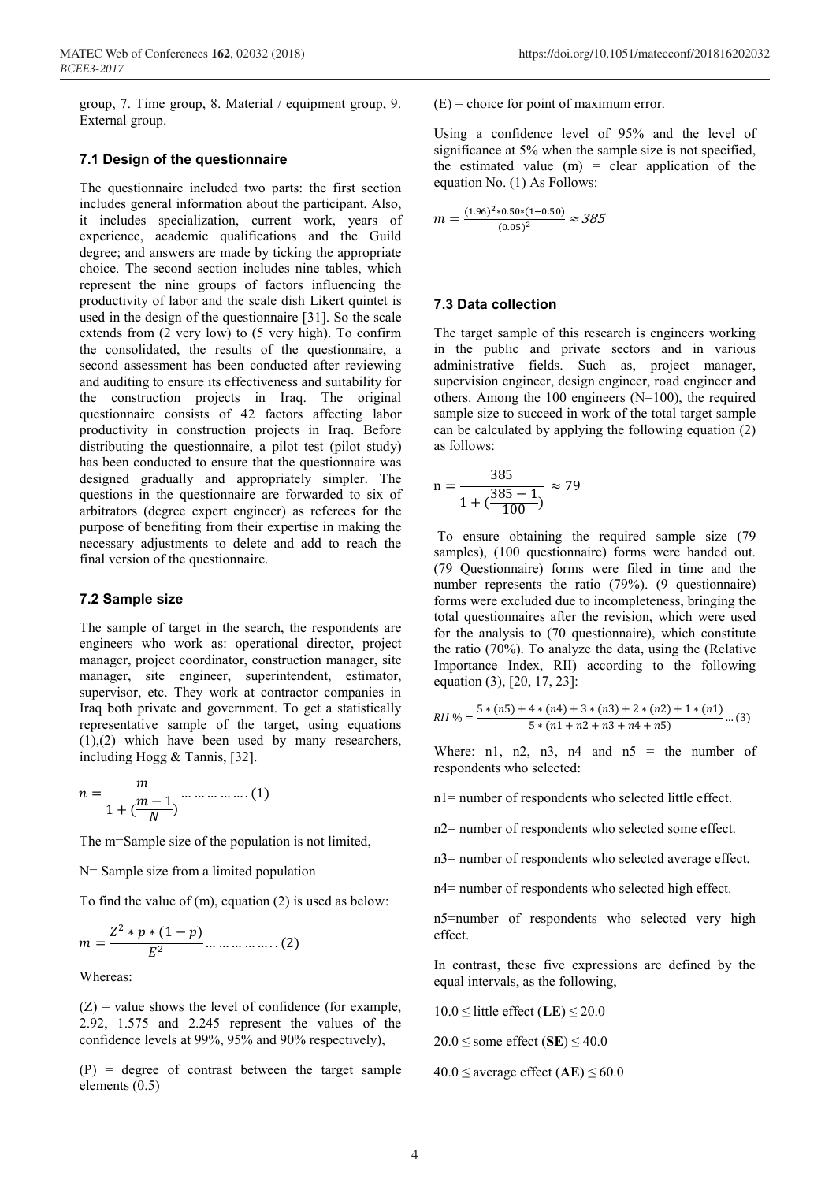group, 7. Time group, 8. Material / equipment group, 9. External group.

### 7.1 Design of the questionnaire

The questionnaire included two parts: the first section includes general information about the participant. Also, it includes specialization, current work, years of experience, academic qualifications and the Guild degree; and answers are made by ticking the appropriate choice. The second section includes nine tables, which represent the nine groups of factors influencing the productivity of labor and the scale dish Likert quintet is used in the design of the questionnaire [31]. So the scale extends from (2 very low) to (5 very high). To confirm the consolidated, the results of the questionnaire, a second assessment has been conducted after reviewing and auditing to ensure its effectiveness and suitability for the construction projects in Iraq. The original questionnaire consists of 42 factors affecting labor productivity in construction projects in Iraq. Before distributing the questionnaire, a pilot test (pilot study) has been conducted to ensure that the questionnaire was designed gradually and appropriately simpler. The questions in the questionnaire are forwarded to six of arbitrators (degree expert engineer) as referees for the purpose of benefiting from their expertise in making the necessary adjustments to delete and add to reach the final version of the questionnaire.

### 7.2 Sample size

The sample of target in the search, the respondents are engineers who work as: operational director, project manager, project coordinator, construction manager, site manager, site engineer, superintendent, estimator, supervisor, etc. They work at contractor companies in Iraq both private and government. To get a statistically representative sample of the target, using equations (1),(2) which have been used by many researchers, including Hogg & Tannis, [32].

$$n = \frac{m}{1 + (\frac{m-1}{N})} \ldots\ldots\ldots\ldots (1)$$

The m=Sample size of the population is not limited,

N= Sample size from a limited population

To find the value of (m), equation (2) is used as below:

$$m = \frac{Z^2 * p * (1-p)}{E^2} \ldots\ldots\ldots\ldots (2)$$

Whereas:

(Z) = value shows the level of confidence (for example, 2.92, 1.575 and 2.245 represent the values of the confidence levels at 99%, 95% and 90% respectively),

(P) = degree of contrast between the target sample elements (0.5)

(E) = choice for point of maximum error.

Using a confidence level of 95% and the level of significance at 5% when the sample size is not specified, the estimated value (m) = clear application of the equation No. (1) As Follows:

$$m = \frac{(1.96)^2 * 0.50 * (1-0.50)}{(0.05)^2} \approx 385$$

### 7.3 Data collection

The target sample of this research is engineers working in the public and private sectors and in various administrative fields. Such as, project manager, supervision engineer, design engineer, road engineer and others. Among the 100 engineers (N=100), the required sample size to succeed in work of the total target sample can be calculated by applying the following equation (2) as follows:

$$\mathrm{n} = \frac{385}{1 + (\frac{385-1}{100})} \approx 79$$

To ensure obtaining the required sample size (79 samples), (100 questionnaire) forms were handed out. (79 Questionnaire) forms were filed in time and the number represents the ratio (79%). (9 questionnaire) forms were excluded due to incompleteness, bringing the total questionnaires after the revision, which were used for the analysis to (70 questionnaire), which constitute the ratio (70%). To analyze the data, using the (Relative Importance Index, RII) according to the following equation (3), [20, 17, 23]:

$$RII\,\% = \frac{5*(n5) + 4*(n4) + 3*(n3) + 2*(n2) + 1*(n1)}{5*(n1 + n2 + n3 + n4 + n5)} \ldots (3)$$

Where: n1, n2, n3, n4 and n5 = the number of respondents who selected:

n1= number of respondents who selected little effect.

n2= number of respondents who selected some effect.

n3= number of respondents who selected average effect.

n4= number of respondents who selected high effect.

n5=number of respondents who selected very high effect.

In contrast, these five expressions are defined by the equal intervals, as the following,

10.0 ≤ little effect (**LE**) ≤ 20.0

20.0 ≤ some effect (**SE**) ≤ 40.0

40.0 ≤ average effect (**AE**) ≤ 60.0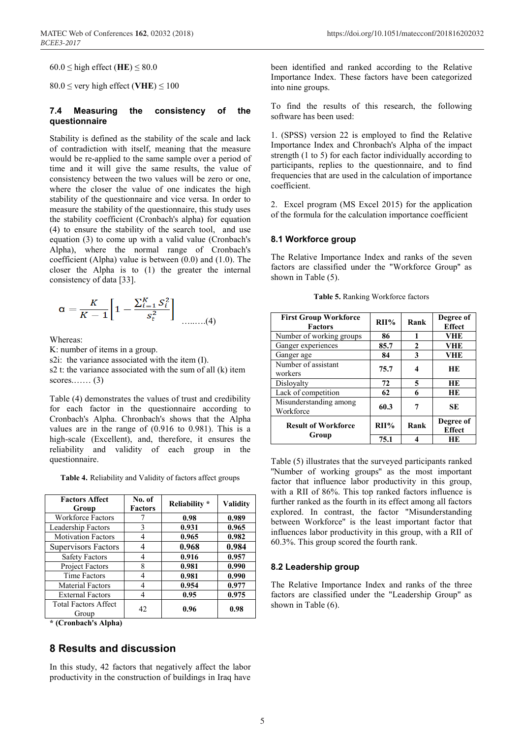$60.0 \leq$ high effect (**HE**) $\leq 80.0$

$80.0 \leq$ very high effect (**VHE**) $\leq 100$

### 7.4 Measuring the consistency of the questionnaire

Stability is defined as the stability of the scale and lack of contradiction with itself, meaning that the measure would be re-applied to the same sample over a period of time and it will give the same results, the value of consistency between the two values will be zero or one, where the closer the value of one indicates the high stability of the questionnaire and vice versa. In order to measure the stability of the questionnaire, this study uses the stability coefficient (Cronbach's alpha) for equation (4) to ensure the stability of the search tool, and use equation (3) to come up with a valid value (Cronbach's Alpha), where the normal range of Cronbach's coefficient (Alpha) value is between (0.0) and (1.0). The closer the Alpha is to (1) the greater the internal consistency of data [33].

$$\alpha = \frac{K}{K-1}\left[1 - \frac{\sum_{i=1}^{K} S_i^2}{s_t^2}\right] \quad \text{……..(4)}$$

Whereas:

K: number of items in a group.

s2i: the variance associated with the item (I).

s2 t: the variance associated with the sum of all (k) item scores.…… (3)

Table (4) demonstrates the values of trust and credibility for each factor in the questionnaire according to Cronbach's Alpha. Chronbach's shows that the Alpha values are in the range of (0.916 to 0.981). This is a high-scale (Excellent), and, therefore, it ensures the reliability and validity of each group in the questionnaire.

**Table 4.** Reliability and Validity of factors affect groups

| Factors Affect Group | No. of Factors | Reliability * | Validity |
|---|---|---|---|
| Workforce Factors | 7 | **0.98** | **0.989** |
| Leadership Factors | 3 | **0.931** | **0.965** |
| Motivation Factors | 4 | **0.965** | **0.982** |
| Supervisors Factors | 4 | **0.968** | **0.984** |
| Safety Factors | 4 | **0.916** | **0.957** |
| Project Factors | 8 | **0.981** | **0.990** |
| Time Factors | 4 | **0.981** | **0.990** |
| Material Factors | 4 | **0.954** | **0.977** |
| External Factors | 4 | **0.95** | **0.975** |
| Total Factors Affect Group | 42 | **0.96** | **0.98** |

**\* (Cronbach's Alpha)**

## 8 Results and discussion

In this study, 42 factors that negatively affect the labor productivity in the construction of buildings in Iraq have been identified and ranked according to the Relative Importance Index. These factors have been categorized into nine groups.

To find the results of this research, the following software has been used:

1. (SPSS) version 22 is employed to find the Relative Importance Index and Chronbach's Alpha of the impact strength (1 to 5) for each factor individually according to participants, replies to the questionnaire, and to find frequencies that are used in the calculation of importance coefficient.

2. Excel program (MS Excel 2015) for the application of the formula for the calculation importance coefficient

### 8.1 Workforce group

The Relative Importance Index and ranks of the seven factors are classified under the "Workforce Group" as shown in Table (5).

**Table 5.** Ranking Workforce factors

| First Group Workforce Factors | RII% | Rank | Degree of Effect |
|---|---|---|---|
| Number of working groups | **86** | **1** | **VHE** |
| Ganger experiences | **85.7** | **2** | **VHE** |
| Ganger age | **84** | **3** | **VHE** |
| Number of assistant workers | **75.7** | **4** | **HE** |
| Disloyalty | **72** | **5** | **HE** |
| Lack of competition | **62** | **6** | **HE** |
| Misunderstanding among Workforce | **60.3** | **7** | **SE** |
| **Result of Workforce Group** | **RII%** | **Rank** | **Degree of Effect** |
| | **75.1** | **4** | **HE** |

Table (5) illustrates that the surveyed participants ranked "Number of working groups" as the most important factor that influence labor productivity in this group, with a RII of 86%. This top ranked factors influence is further ranked as the fourth in its effect among all factors explored. In contrast, the factor "Misunderstanding between Workforce" is the least important factor that influences labor productivity in this group, with a RII of 60.3%. This group scored the fourth rank.

### 8.2 Leadership group

The Relative Importance Index and ranks of the three factors are classified under the "Leadership Group" as shown in Table (6).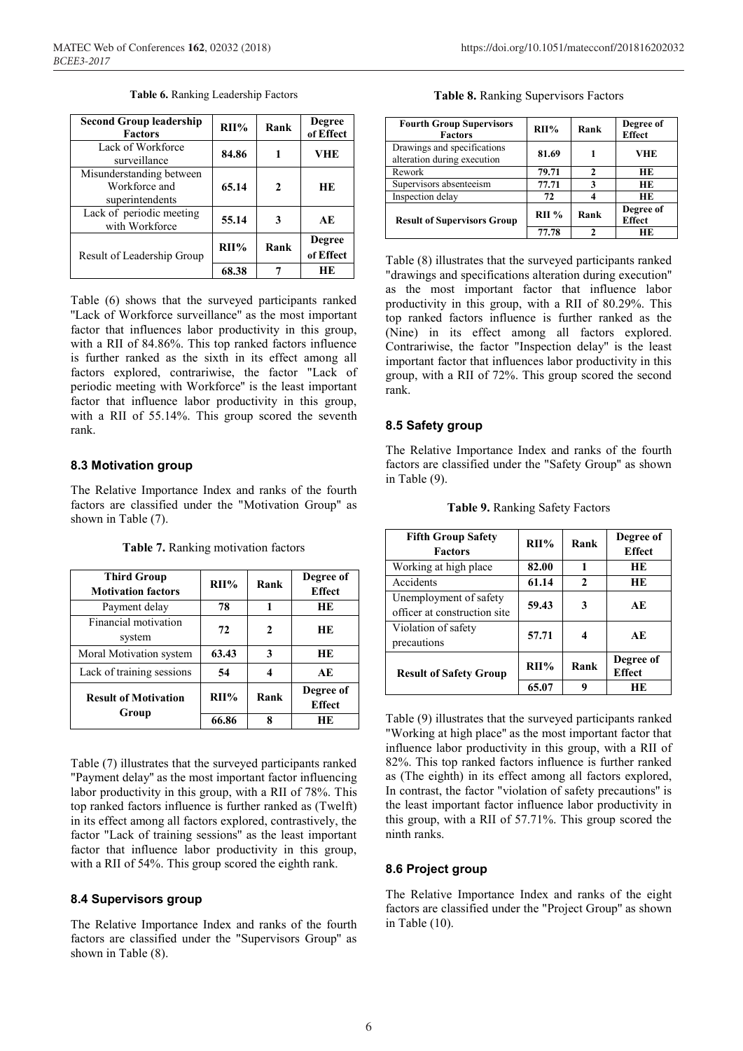**Table 6.** Ranking Leadership Factors

| Second Group leadership Factors | RII% | Rank | Degree of Effect |
|---|---|---|---|
| Lack of Workforce surveillance | **84.86** | **1** | **VHE** |
| Misunderstanding between Workforce and superintendents | **65.14** | **2** | **HE** |
| Lack of periodic meeting with Workforce | **55.14** | **3** | **AE** |
| Result of Leadership Group | **RII%** | **Rank** | **Degree of Effect** |
| | **68.38** | **7** | **HE** |

Table (6) shows that the surveyed participants ranked "Lack of Workforce surveillance" as the most important factor that influences labor productivity in this group, with a RII of 84.86%. This top ranked factors influence is further ranked as the sixth in its effect among all factors explored, contrariwise, the factor "Lack of periodic meeting with Workforce" is the least important factor that influence labor productivity in this group, with a RII of 55.14%. This group scored the seventh rank.

### 8.3 Motivation group

The Relative Importance Index and ranks of the fourth factors are classified under the "Motivation Group" as shown in Table (7).

**Table 7.** Ranking motivation factors

| Third Group Motivation factors | RII% | Rank | Degree of Effect |
|---|---|---|---|
| Payment delay | **78** | **1** | **HE** |
| Financial motivation system | **72** | **2** | **HE** |
| Moral Motivation system | **63.43** | **3** | **HE** |
| Lack of training sessions | **54** | **4** | **AE** |
| **Result of Motivation Group** | **RII%** | **Rank** | **Degree of Effect** |
| | **66.86** | **8** | **HE** |

Table (7) illustrates that the surveyed participants ranked "Payment delay" as the most important factor influencing labor productivity in this group, with a RII of 78%. This top ranked factors influence is further ranked as (Twelft) in its effect among all factors explored, contrastively, the factor "Lack of training sessions" as the least important factor that influence labor productivity in this group, with a RII of 54%. This group scored the eighth rank.

### 8.4 Supervisors group

The Relative Importance Index and ranks of the fourth factors are classified under the "Supervisors Group" as shown in Table (8).

**Table 8.** Ranking Supervisors Factors

| Fourth Group Supervisors Factors | RII% | Rank | Degree of Effect |
|---|---|---|---|
| Drawings and specifications alteration during execution | **81.69** | **1** | **VHE** |
| Rework | **79.71** | **2** | **HE** |
| Supervisors absenteeism | **77.71** | **3** | **HE** |
| Inspection delay | **72** | **4** | **HE** |
| **Result of Supervisors Group** | **RII %** | **Rank** | **Degree of Effect** |
| | **77.78** | **2** | **HE** |

Table (8) illustrates that the surveyed participants ranked "drawings and specifications alteration during execution" as the most important factor that influence labor productivity in this group, with a RII of 80.29%. This top ranked factors influence is further ranked as the (Nine) in its effect among all factors explored. Contrariwise, the factor "Inspection delay" is the least important factor that influences labor productivity in this group, with a RII of 72%. This group scored the second rank.

### 8.5 Safety group

The Relative Importance Index and ranks of the fourth factors are classified under the "Safety Group" as shown in Table (9).

**Table 9.** Ranking Safety Factors

| Fifth Group Safety Factors | RII% | Rank | Degree of Effect |
|---|---|---|---|
| Working at high place | **82.00** | **1** | **HE** |
| Accidents | **61.14** | **2** | **HE** |
| Unemployment of safety officer at construction site | **59.43** | **3** | **AE** |
| Violation of safety precautions | **57.71** | **4** | **AE** |
| **Result of Safety Group** | **RII%** | **Rank** | **Degree of Effect** |
| | **65.07** | **9** | **HE** |

Table (9) illustrates that the surveyed participants ranked "Working at high place" as the most important factor that influence labor productivity in this group, with a RII of 82%. This top ranked factors influence is further ranked as (The eighth) in its effect among all factors explored, In contrast, the factor "violation of safety precautions" is the least important factor influence labor productivity in this group, with a RII of 57.71%. This group scored the ninth ranks.

### 8.6 Project group

The Relative Importance Index and ranks of the eight factors are classified under the "Project Group" as shown in Table (10).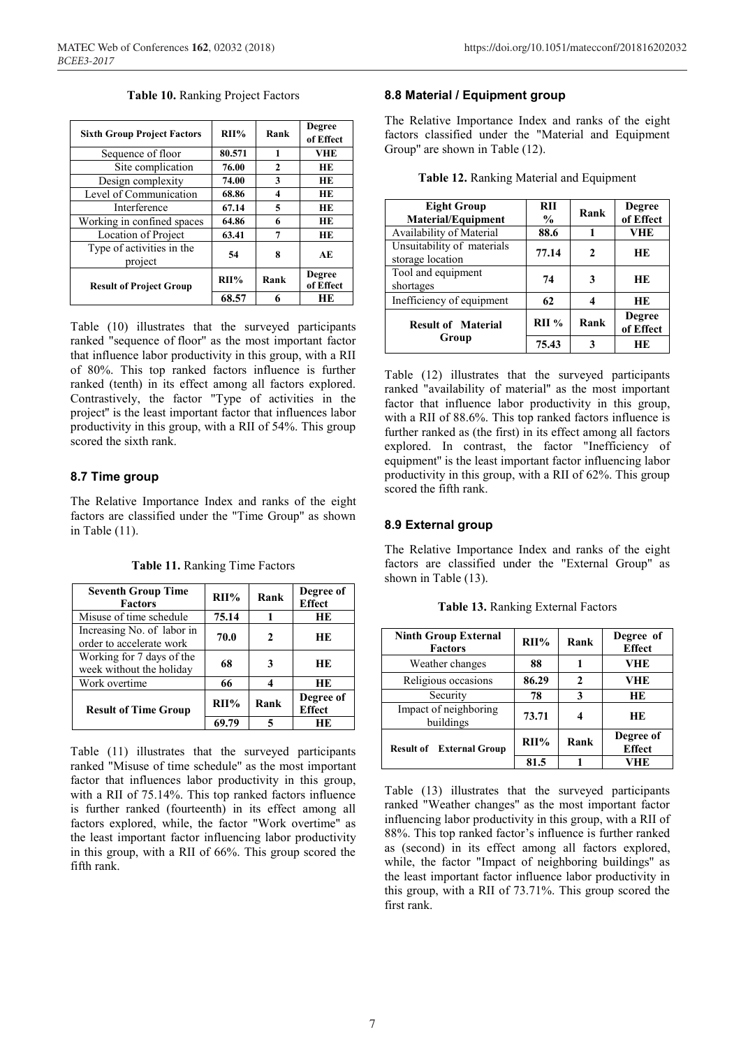**Table 10.** Ranking Project Factors

| Sixth Group Project Factors | RII% | Rank | Degree of Effect |
|---|---|---|---|
| Sequence of floor | 80.571 | 1 | VHE |
| Site complication | 76.00 | 2 | HE |
| Design complexity | 74.00 | 3 | HE |
| Level of Communication | 68.86 | 4 | HE |
| Interference | 67.14 | 5 | HE |
| Working in confined spaces | 64.86 | 6 | HE |
| Location of Project | 63.41 | 7 | HE |
| Type of activities in the project | 54 | 8 | AE |
| **Result of Project Group** | **RII%** | **Rank** | **Degree of Effect** |
| | 68.57 | 6 | HE |

Table (10) illustrates that the surveyed participants ranked "sequence of floor" as the most important factor that influence labor productivity in this group, with a RII of 80%. This top ranked factors influence is further ranked (tenth) in its effect among all factors explored. Contrastively, the factor "Type of activities in the project" is the least important factor that influences labor productivity in this group, with a RII of 54%. This group scored the sixth rank.

### 8.7 Time group

The Relative Importance Index and ranks of the eight factors are classified under the "Time Group" as shown in Table (11).

**Table 11.** Ranking Time Factors

| Seventh Group Time Factors | RII% | Rank | Degree of Effect |
|---|---|---|---|
| Misuse of time schedule | 75.14 | 1 | HE |
| Increasing No. of labor in order to accelerate work | 70.0 | 2 | HE |
| Working for 7 days of the week without the holiday | 68 | 3 | HE |
| Work overtime | 66 | 4 | HE |
| **Result of Time Group** | **RII%** | **Rank** | **Degree of Effect** |
| | 69.79 | 5 | HE |

Table (11) illustrates that the surveyed participants ranked "Misuse of time schedule" as the most important factor that influences labor productivity in this group, with a RII of 75.14%. This top ranked factors influence is further ranked (fourteenth) in its effect among all factors explored, while, the factor "Work overtime" as the least important factor influencing labor productivity in this group, with a RII of 66%. This group scored the fifth rank.

### 8.8 Material / Equipment group

The Relative Importance Index and ranks of the eight factors classified under the "Material and Equipment Group" are shown in Table (12).

**Table 12.** Ranking Material and Equipment

| Eight Group Material/Equipment | RII % | Rank | Degree of Effect |
|---|---|---|---|
| Availability of Material | 88.6 | 1 | VHE |
| Unsuitability of materials storage location | 77.14 | 2 | HE |
| Tool and equipment shortages | 74 | 3 | HE |
| Inefficiency of equipment | 62 | 4 | HE |
| **Result of Material Group** | **RII %** | **Rank** | **Degree of Effect** |
| | 75.43 | 3 | HE |

Table (12) illustrates that the surveyed participants ranked "availability of material" as the most important factor that influence labor productivity in this group, with a RII of 88.6%. This top ranked factors influence is further ranked as (the first) in its effect among all factors explored. In contrast, the factor "Inefficiency of equipment" is the least important factor influencing labor productivity in this group, with a RII of 62%. This group scored the fifth rank.

### 8.9 External group

The Relative Importance Index and ranks of the eight factors are classified under the "External Group" as shown in Table (13).

**Table 13.** Ranking External Factors

| Ninth Group External Factors | RII% | Rank | Degree of Effect |
|---|---|---|---|
| Weather changes | 88 | 1 | VHE |
| Religious occasions | 86.29 | 2 | VHE |
| Security | 78 | 3 | HE |
| Impact of neighboring buildings | 73.71 | 4 | HE |
| **Result of External Group** | **RII%** | **Rank** | **Degree of Effect** |
| | 81.5 | 1 | VHE |

Table (13) illustrates that the surveyed participants ranked "Weather changes" as the most important factor influencing labor productivity in this group, with a RII of 88%. This top ranked factor's influence is further ranked as (second) in its effect among all factors explored, while, the factor "Impact of neighboring buildings" as the least important factor influence labor productivity in this group, with a RII of 73.71%. This group scored the first rank.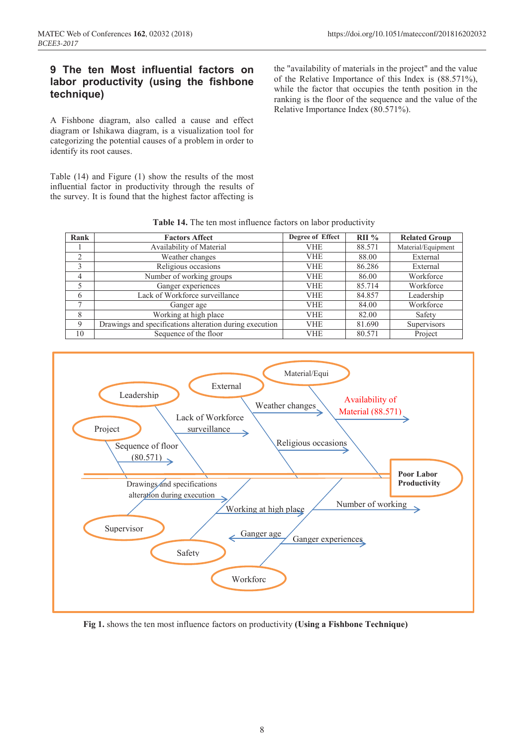## 9 The ten Most influential factors on labor productivity (using the fishbone technique)

A Fishbone diagram, also called a cause and effect diagram or Ishikawa diagram, is a visualization tool for categorizing the potential causes of a problem in order to identify its root causes.

Table (14) and Figure (1) show the results of the most influential factor in productivity through the results of the survey. It is found that the highest factor affecting is the "availability of materials in the project" and the value of the Relative Importance of this Index is (88.571%), while the factor that occupies the tenth position in the ranking is the floor of the sequence and the value of the Relative Importance Index (80.571%).

**Table 14.** The ten most influence factors on labor productivity

| Rank | Factors Affect | Degree of Effect | RII % | Related Group |
|---|---|---|---|---|
| 1 | Availability of Material | VHE | 88.571 | Material/Equipment |
| 2 | Weather changes | VHE | 88.00 | External |
| 3 | Religious occasions | VHE | 86.286 | External |
| 4 | Number of working groups | VHE | 86.00 | Workforce |
| 5 | Ganger experiences | VHE | 85.714 | Workforce |
| 6 | Lack of Workforce surveillance | VHE | 84.857 | Leadership |
| 7 | Ganger age | VHE | 84.00 | Workforce |
| 8 | Working at high place | VHE | 82.00 | Safety |
| 9 | Drawings and specifications alteration during execution | VHE | 81.690 | Supervisors |
| 10 | Sequence of the floor | VHE | 80.571 | Project |

**Fig 1.** shows the ten most influence factors on productivity **(Using a Fishbone Technique)**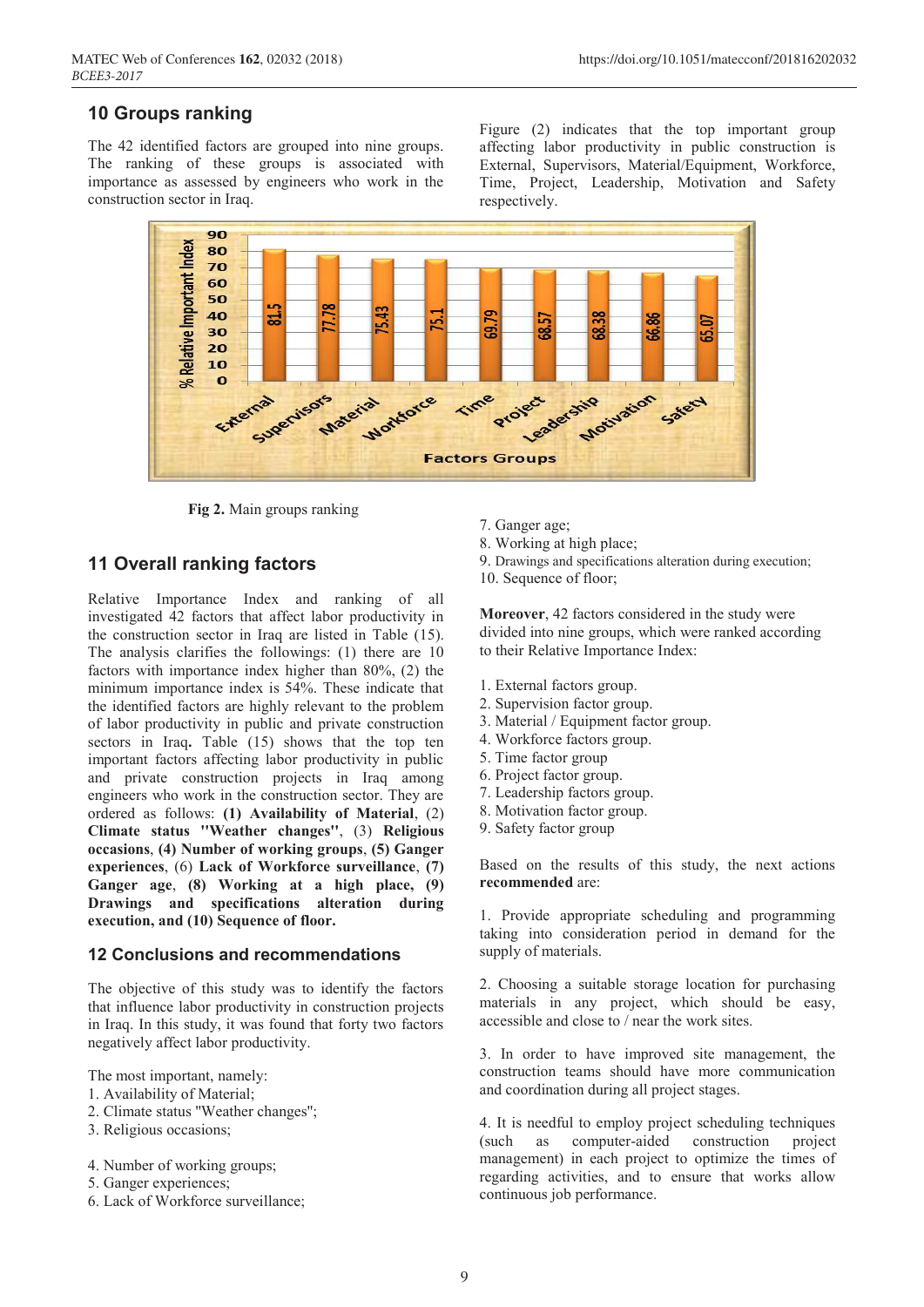## 10 Groups ranking

The 42 identified factors are grouped into nine groups. The ranking of these groups is associated with importance as assessed by engineers who work in the construction sector in Iraq.

Figure (2) indicates that the top important group affecting labor productivity in public construction is External, Supervisors, Material/Equipment, Workforce, Time, Project, Leadership, Motivation and Safety respectively.

**Fig 2.** Main groups ranking

## 11 Overall ranking factors

Relative Importance Index and ranking of all investigated 42 factors that affect labor productivity in the construction sector in Iraq are listed in Table (15). The analysis clarifies the followings: (1) there are 10 factors with importance index higher than 80%, (2) the minimum importance index is 54%. These indicate that the identified factors are highly relevant to the problem of labor productivity in public and private construction sectors in Iraq**.** Table (15) shows that the top ten important factors affecting labor productivity in public and private construction projects in Iraq among engineers who work in the construction sector. They are ordered as follows: **(1) Availability of Material**, (2) **Climate status "Weather changes"**, (3) **Religious occasions**, **(4) Number of working groups**, **(5) Ganger experiences**, (6) **Lack of Workforce surveillance**, **(7) Ganger age**, **(8) Working at a high place, (9) Drawings and specifications alteration during execution, and (10) Sequence of floor.**

## 12 Conclusions and recommendations

The objective of this study was to identify the factors that influence labor productivity in construction projects in Iraq. In this study, it was found that forty two factors negatively affect labor productivity.

The most important, namely:

1. Availability of Material;
2. Climate status "Weather changes";
3. Religious occasions;
4. Number of working groups;
5. Ganger experiences;
6. Lack of Workforce surveillance;
7. Ganger age;
8. Working at high place;
9. Drawings and specifications alteration during execution;
10. Sequence of floor;

**Moreover**, 42 factors considered in the study were divided into nine groups, which were ranked according to their Relative Importance Index:

1. External factors group.
2. Supervision factor group.
3. Material / Equipment factor group.
4. Workforce factors group.
5. Time factor group
6. Project factor group.
7. Leadership factors group.
8. Motivation factor group.
9. Safety factor group

Based on the results of this study, the next actions **recommended** are:

1. Provide appropriate scheduling and programming taking into consideration period in demand for the supply of materials.

2. Choosing a suitable storage location for purchasing materials in any project, which should be easy, accessible and close to / near the work sites.

3. In order to have improved site management, the construction teams should have more communication and coordination during all project stages.

4. It is needful to employ project scheduling techniques (such as computer-aided construction project management) in each project to optimize the times of regarding activities, and to ensure that works allow continuous job performance.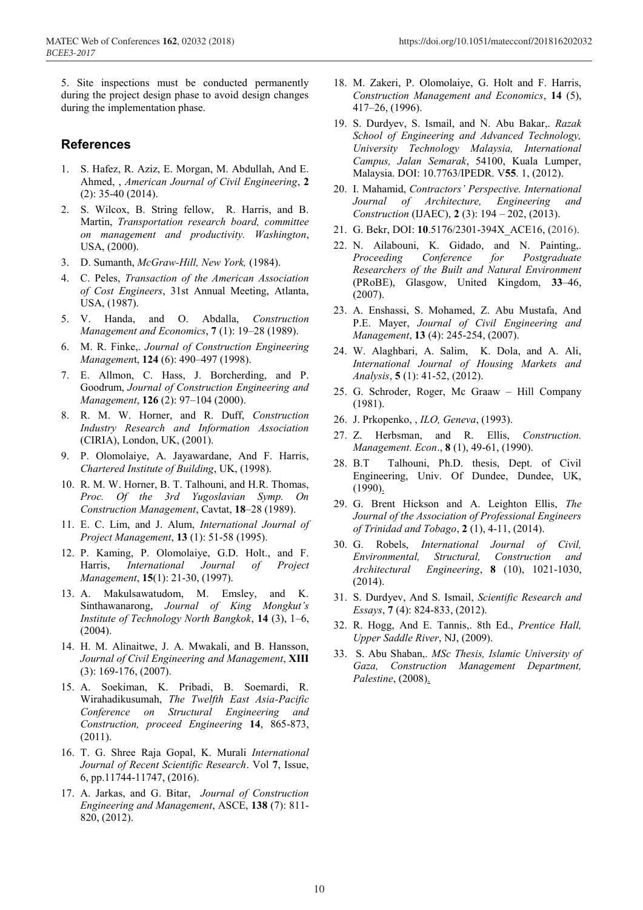5. Site inspections must be conducted permanently during the project design phase to avoid design changes during the implementation phase.

## References

1. S. Hafez, R. Aziz, E. Morgan, M. Abdullah, And E. Ahmed, , *American Journal of Civil Engineering*, **2** (2): 35-40 (2014).
2. S. Wilcox, B. String fellow, R. Harris, and B. Martin, *Transportation research board, committee on management and productivity. Washington*, USA, (2000).
3. D. Sumanth, *McGraw-Hill, New York,* (1984).
4. C. Peles, *Transaction of the American Association of Cost Engineers*, 31st Annual Meeting, Atlanta, USA, (1987).
5. V. Handa, and O. Abdalla, *Construction Management and Economics*, **7** (1): 19–28 (1989).
6. M. R. Finke,. *Journal of Construction Engineering Managemen*t, **124** (6): 490–497 (1998).
7. E. Allmon, C. Hass, J. Borcherding, and P. Goodrum, *Journal of Construction Engineering and Management*, **126** (2): 97–104 (2000).
8. R. M. W. Horner, and R. Duff, *Construction Industry Research and Information Association* (CIRIA), London, UK, (2001).
9. P. Olomolaiye, A. Jayawardane, And F. Harris, *Chartered Institute of Building*, UK, (1998).
10. R. M. W. Horner, B. T. Talhouni, and H.R. Thomas, *Proc. Of the 3rd Yugoslavian Symp. On Construction Management*, Cavtat, **18**–28 (1989).
11. E. C. Lim, and J. Alum, *International Journal of Project Management*, **13** (1): 51-58 (1995).
12. P. Kaming, P. Olomolaiye, G.D. Holt., and F. Harris, *International Journal of Project Management*, **15**(1): 21-30, (1997).
13. A. Makulsawatudom, M. Emsley, and K. Sinthawanarong, *Journal of King Mongkut's Institute of Technology North Bangkok*, **14** (3), 1–6, (2004).
14. H. M. Alinaitwe, J. A. Mwakali, and B. Hansson, *Journal of Civil Engineering and Management*, **XIII** (3): 169-176, (2007).
15. A. Soekiman, K. Pribadi, B. Soemardi, R. Wirahadikusumah, *The Twelfth East Asia-Pacific Conference on Structural Engineering and Construction, proceed Engineering* **14**, 865-873, (2011).
16. T. G. Shree Raja Gopal, K. Murali *International Journal of Recent Scientific Research*. Vol **7**, Issue, 6, pp.11744-11747, (2016).
17. A. Jarkas, and G. Bitar, *Journal of Construction Engineering and Management*, ASCE, **138** (7): 811-820, (2012).
18. M. Zakeri, P. Olomolaiye, G. Holt and F. Harris, *Construction Management and Economics*, **14** (5), 417–26, (1996).
19. S. Durdyev, S. Ismail, and N. Abu Bakar,. *Razak School of Engineering and Advanced Technology, University Technology Malaysia, International Campus, Jalan Semarak*, 54100, Kuala Lumper, Malaysia. DOI: 10.7763/IPEDR. V**55**. 1, (2012).
20. I. Mahamid, *Contractors' Perspective. International Journal of Architecture, Engineering and Construction* (IJAEC), **2** (3): 194 – 202, (2013).
21. G. Bekr, DOI: **10**.5176/2301-394X_ACE16, (2016).
22. N. Ailabouni, K. Gidado, and N. Painting,. *Proceeding Conference for Postgraduate Researchers of the Built and Natural Environment* (PRoBE), Glasgow, United Kingdom, **33**–46, (2007).
23. A. Enshassi, S. Mohamed, Z. Abu Mustafa, And P.E. Mayer, *Journal of Civil Engineering and Management*, **13** (4): 245-254, (2007).
24. W. Alaghbari, A. Salim, K. Dola, and A. Ali, *International Journal of Housing Markets and Analysis*, **5** (1): 41-52, (2012).
25. G. Schroder, Roger, Mc Graaw – Hill Company (1981).
26. J. Prkopenko, , *ILO, Geneva*, (1993).
27. Z. Herbsman, and R. Ellis, *Construction. Management. Econ*., **8** (1), 49-61, (1990).
28. B.T Talhouni, Ph.D. thesis, Dept. of Civil Engineering, Univ. Of Dundee, Dundee, UK, (1990).
29. G. Brent Hickson and A. Leighton Ellis, *The Journal of the Association of Professional Engineers of Trinidad and Tobago*, **2** (1), 4-11, (2014).
30. G. Robels, *International Journal of Civil, Environmental, Structural, Construction and Architectural Engineering*, **8** (10), 1021-1030, (2014).
31. S. Durdyev, And S. Ismail, *Scientific Research and Essays*, **7** (4): 824-833, (2012).
32. R. Hogg, And E. Tannis,. 8th Ed., *Prentice Hall, Upper Saddle River*, NJ, (2009).
33. S. Abu Shaban,. *MSc Thesis, Islamic University of Gaza, Construction Management Department, Palestine*, (2008).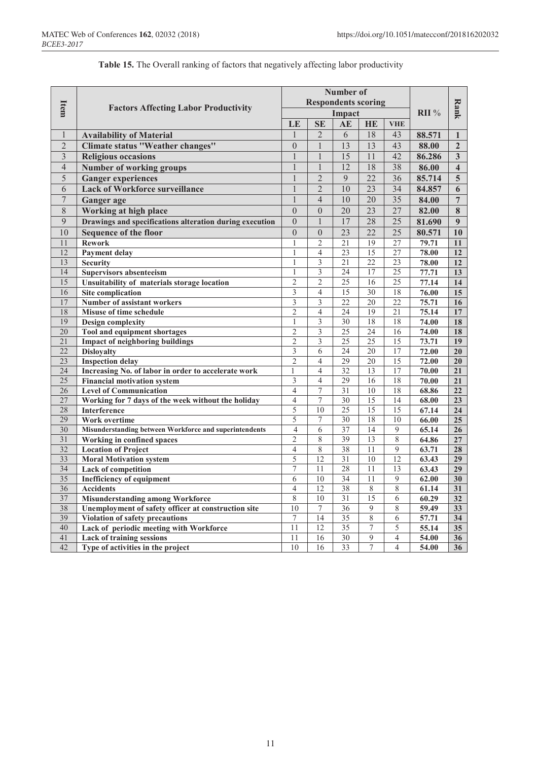**Table 15.** The Overall ranking of factors that negatively affecting labor productivity

| Item | Factors Affecting Labor Productivity | Number of Respondents scoring Impact | | | | | RII % | Rank |
|---|---|---|---|---|---|---|---|---|
| | | LE | SE | AE | HE | VHE | | |
| 1 | **Availability of Material** | 1 | 2 | 6 | 18 | 43 | **88.571** | **1** |
| 2 | **Climate status "Weather changes"** | 0 | 1 | 13 | 13 | 43 | **88.00** | **2** |
| 3 | **Religious occasions** | 1 | 1 | 15 | 11 | 42 | **86.286** | **3** |
| 4 | **Number of working groups** | 1 | 1 | 12 | 18 | 38 | **86.00** | **4** |
| 5 | **Ganger experiences** | 1 | 2 | 9 | 22 | 36 | **85.714** | **5** |
| 6 | **Lack of Workforce surveillance** | 1 | 2 | 10 | 23 | 34 | **84.857** | **6** |
| 7 | **Ganger age** | 1 | 4 | 10 | 20 | 35 | **84.00** | **7** |
| 8 | **Working at high place** | 0 | 0 | 20 | 23 | 27 | **82.00** | **8** |
| 9 | **Drawings and specifications alteration during execution** | 0 | 1 | 17 | 28 | 25 | **81.690** | **9** |
| 10 | **Sequence of the floor** | 0 | 0 | 23 | 22 | 25 | **80.571** | **10** |
| 11 | **Rework** | 1 | 2 | 21 | 19 | 27 | **79.71** | **11** |
| 12 | **Payment delay** | 1 | 4 | 23 | 15 | 27 | **78.00** | **12** |
| 13 | **Security** | 1 | 3 | 21 | 22 | 23 | **78.00** | **12** |
| 14 | **Supervisors absenteeism** | 1 | 3 | 24 | 17 | 25 | **77.71** | **13** |
| 15 | **Unsuitability of materials storage location** | 2 | 2 | 25 | 16 | 25 | **77.14** | **14** |
| 16 | **Site complication** | 3 | 4 | 15 | 30 | 18 | **76.00** | **15** |
| 17 | **Number of assistant workers** | 3 | 3 | 22 | 20 | 22 | **75.71** | **16** |
| 18 | **Misuse of time schedule** | 2 | 4 | 24 | 19 | 21 | **75.14** | **17** |
| 19 | **Design complexity** | 1 | 3 | 30 | 18 | 18 | **74.00** | **18** |
| 20 | **Tool and equipment shortages** | 2 | 3 | 25 | 24 | 16 | **74.00** | **18** |
| 21 | **Impact of neighboring buildings** | 2 | 3 | 25 | 25 | 15 | **73.71** | **19** |
| 22 | **Disloyalty** | 3 | 6 | 24 | 20 | 17 | **72.00** | **20** |
| 23 | **Inspection delay** | 2 | 4 | 29 | 20 | 15 | **72.00** | **20** |
| 24 | **Increasing No. of labor in order to accelerate work** | 1 | 4 | 32 | 13 | 17 | **70.00** | **21** |
| 25 | **Financial motivation system** | 3 | 4 | 29 | 16 | 18 | **70.00** | **21** |
| 26 | **Level of Communication** | 4 | 7 | 31 | 10 | 18 | **68.86** | **22** |
| 27 | **Working for 7 days of the week without the holiday** | 4 | 7 | 30 | 15 | 14 | **68.00** | **23** |
| 28 | **Interference** | 5 | 10 | 25 | 15 | 15 | **67.14** | **24** |
| 29 | **Work overtime** | 5 | 7 | 30 | 18 | 10 | **66.00** | **25** |
| 30 | **Misunderstanding between Workforce and superintendents** | 4 | 6 | 37 | 14 | 9 | **65.14** | **26** |
| 31 | **Working in confined spaces** | 2 | 8 | 39 | 13 | 8 | **64.86** | **27** |
| 32 | **Location of Project** | 4 | 8 | 38 | 11 | 9 | **63.71** | **28** |
| 33 | **Moral Motivation system** | 5 | 12 | 31 | 10 | 12 | **63.43** | **29** |
| 34 | **Lack of competition** | 7 | 11 | 28 | 11 | 13 | **63.43** | **29** |
| 35 | **Inefficiency of equipment** | 6 | 10 | 34 | 11 | 9 | **62.00** | **30** |
| 36 | **Accidents** | 4 | 12 | 38 | 8 | 8 | **61.14** | **31** |
| 37 | **Misunderstanding among Workforce** | 8 | 10 | 31 | 15 | 6 | **60.29** | **32** |
| 38 | **Unemployment of safety officer at construction site** | 10 | 7 | 36 | 9 | 8 | **59.49** | **33** |
| 39 | **Violation of safety precautions** | 7 | 14 | 35 | 8 | 6 | **57.71** | **34** |
| 40 | **Lack of periodic meeting with Workforce** | 11 | 12 | 35 | 7 | 5 | **55.14** | **35** |
| 41 | **Lack of training sessions** | 11 | 16 | 30 | 9 | 4 | **54.00** | **36** |
| 42 | **Type of activities in the project** | 10 | 16 | 33 | 7 | 4 | **54.00** | **36** |